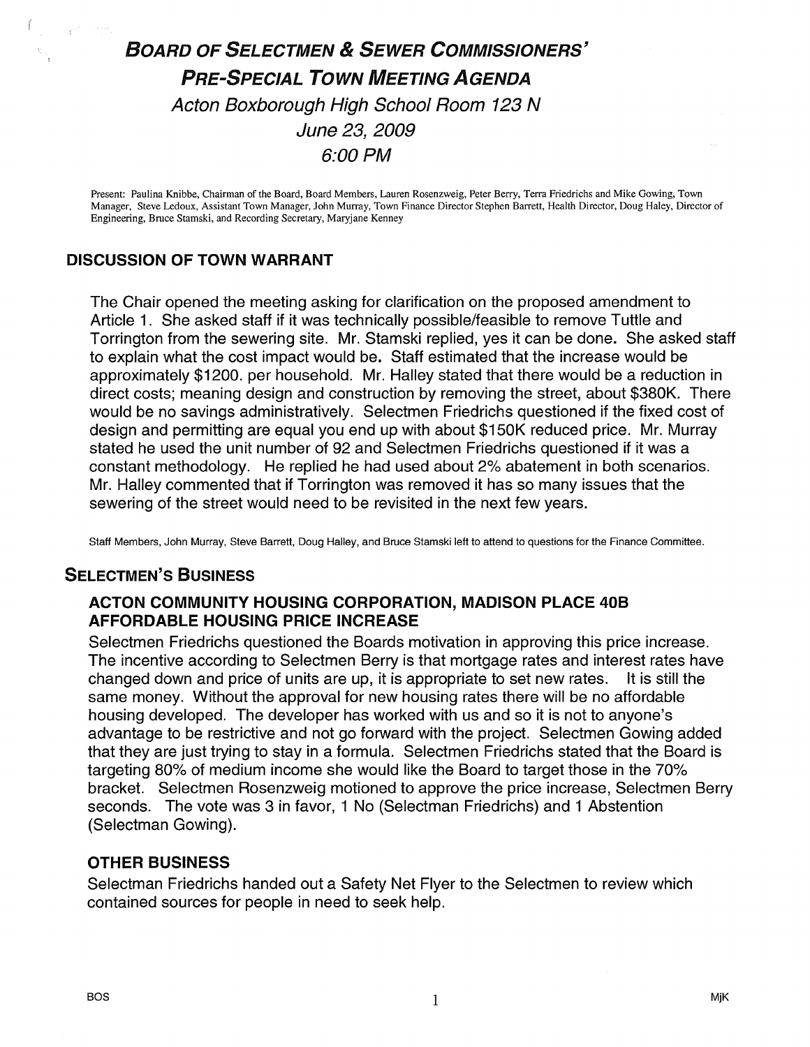# BOARD OF SELECTMEN & SEWER COMMISSIONERS' PRE-SPECIAL TOWN MEETING AGENDA

*Acton Boxborough High School Room 123 N*

*June 23, 2009*

*6:00 PM*

Present: Paulina Knibbe, Chairman of the Board, Board Members, Lauren Rosenzweig, Peter Berry, Terra Friedrichs and Mike Gowing, Town Manager, Steve Ledoux, Assistant Town Manager, John Murray, Town Finance Director Stephen Barrett, Health Director, Doug Haley, Director of Engineering, Bruce Stamski, and Recording Secretary, Maryjane Kenney

## DISCUSSION OF TOWN WARRANT

The Chair opened the meeting asking for clarification on the proposed amendment to Article 1. She asked staff if it was technically possible/feasible to remove Tuttle and Torrington from the sewering site. Mr. Stamski replied, yes it can be done. She asked staff to explain what the cost impact would be. Staff estimated that the increase would be approximately $1200. per household. Mr. Halley stated that there would be a reduction in direct costs; meaning design and construction by removing the street, about $380K. There would be no savings administratively. Selectmen Friedrichs questioned if the fixed cost of design and permitting are equal you end up with about $150K reduced price. Mr. Murray stated he used the unit number of 92 and Selectmen Friedrichs questioned if it was a constant methodology. He replied he had used about 2% abatement in both scenarios. Mr. Halley commented that if Torrington was removed it has so many issues that the sewering of the street would need to be revisited in the next few years.

Staff Members, John Murray, Steve Barrett, Doug Halley, and Bruce Stamski left to attend to questions for the Finance Committee.

## SELECTMEN'S BUSINESS

### ACTON COMMUNITY HOUSING CORPORATION, MADISON PLACE 40B AFFORDABLE HOUSING PRICE INCREASE

Selectmen Friedrichs questioned the Boards motivation in approving this price increase. The incentive according to Selectmen Berry is that mortgage rates and interest rates have changed down and price of units are up, it is appropriate to set new rates. It is still the same money. Without the approval for new housing rates there will be no affordable housing developed. The developer has worked with us and so it is not to anyone's advantage to be restrictive and not go forward with the project. Selectmen Gowing added that they are just trying to stay in a formula. Selectmen Friedrichs stated that the Board is targeting 80% of medium income she would like the Board to target those in the 70% bracket. Selectmen Rosenzweig motioned to approve the price increase, Selectmen Berry seconds. The vote was 3 in favor, 1 No (Selectman Friedrichs) and 1 Abstention (Selectman Gowing).

### OTHER BUSINESS

Selectman Friedrichs handed out a Safety Net Flyer to the Selectmen to review which contained sources for people in need to seek help.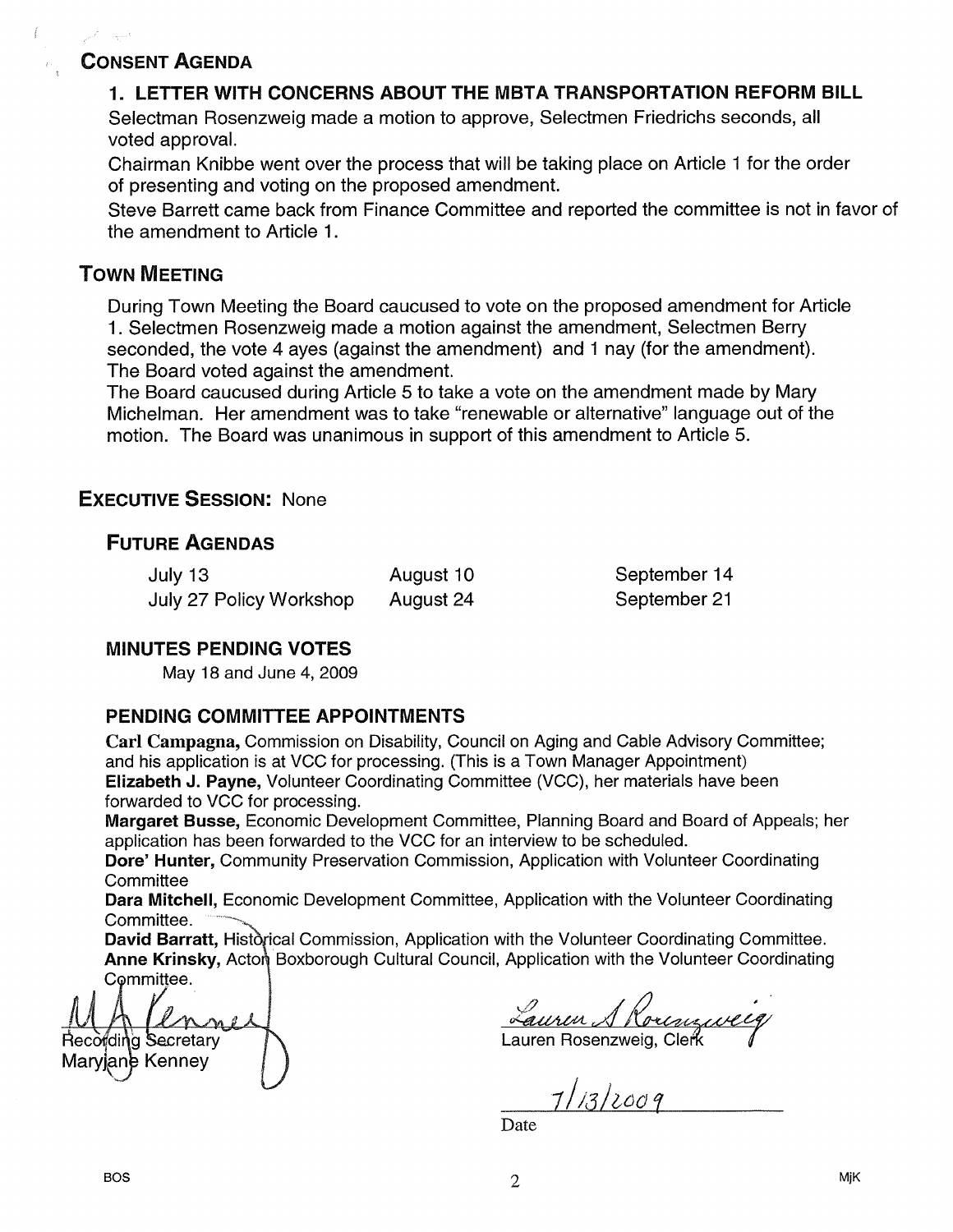## Consent Agenda

### 1. LETTER WITH CONCERNS ABOUT THE MBTA TRANSPORTATION REFORM BILL

Selectman Rosenzweig made a motion to approve, Selectmen Friedrichs seconds, all voted approval.

Chairman Knibbe went over the process that will be taking place on Article 1 for the order of presenting and voting on the proposed amendment.

Steve Barrett came back from Finance Committee and reported the committee is not in favor of the amendment to Article 1.

## Town Meeting

During Town Meeting the Board caucused to vote on the proposed amendment for Article 1. Selectmen Rosenzweig made a motion against the amendment, Selectmen Berry seconded, the vote 4 ayes (against the amendment) and 1 nay (for the amendment). The Board voted against the amendment.

The Board caucused during Article 5 to take a vote on the amendment made by Mary Michelman. Her amendment was to take "renewable or alternative" language out of the motion. The Board was unanimous in support of this amendment to Article 5.

## Executive Session: None

### Future Agendas

| | | |
|---|---|---|
| July 13 | August 10 | September 14 |
| July 27 Policy Workshop | August 24 | September 21 |

### MINUTES PENDING VOTES

May 18 and June 4, 2009

### PENDING COMMITTEE APPOINTMENTS

**Carl Campagna,** Commission on Disability, Council on Aging and Cable Advisory Committee; and his application is at VCC for processing. (This is a Town Manager Appointment)

**Elizabeth J. Payne,** Volunteer Coordinating Committee (VCC), her materials have been forwarded to VCC for processing.

**Margaret Busse,** Economic Development Committee, Planning Board and Board of Appeals; her application has been forwarded to the VCC for an interview to be scheduled.

**Dore' Hunter,** Community Preservation Commission, Application with Volunteer Coordinating Committee

**Dara Mitchell,** Economic Development Committee, Application with the Volunteer Coordinating Committee.

**David Barratt,** Historical Commission, Application with the Volunteer Coordinating Committee.

**Anne Krinsky,** Acton Boxborough Cultural Council, Application with the Volunteer Coordinating Committee.

Recording Secretary
Maryjane Kenney

Lauren Rosenzweig, Clerk

7/13/2009
Date